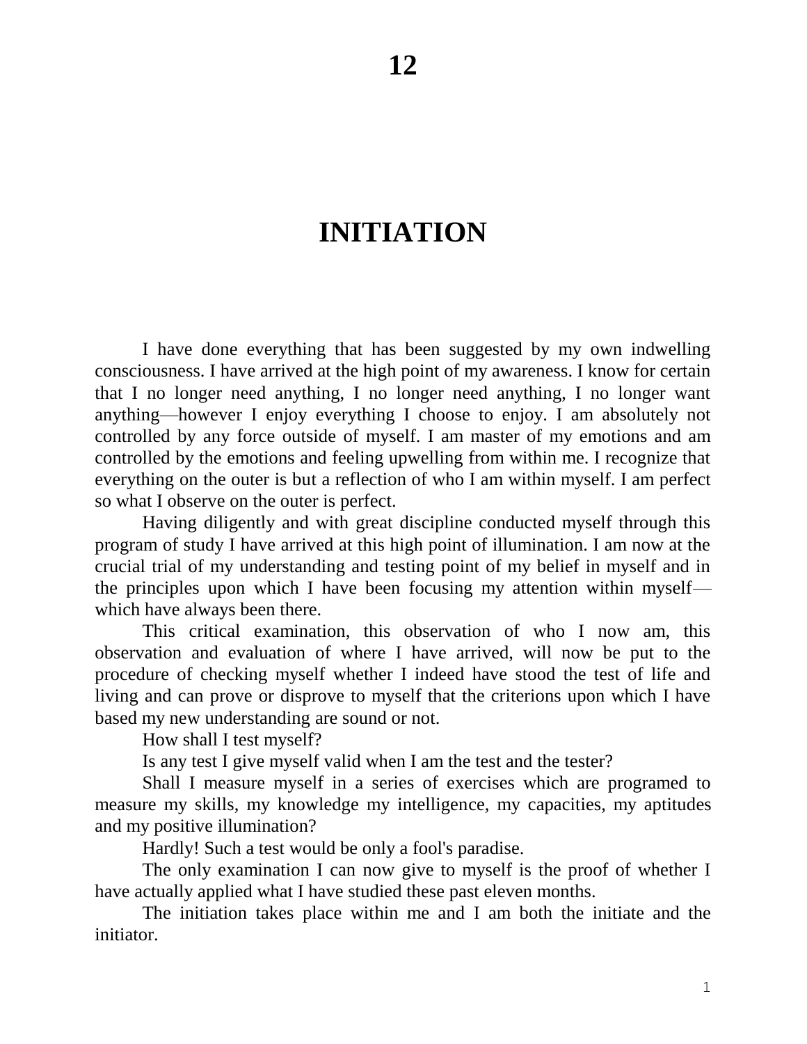# 12

# INITIATION

I have done everything that has been suggested by my own indwelling consciousness. I have arrived at the high point of my awareness. I know for certain that I no longer need anything, I no longer need anything, I no longer want anything—however I enjoy everything I choose to enjoy. I am absolutely not controlled by any force outside of myself. I am master of my emotions and am controlled by the emotions and feeling upwelling from within me. I recognize that everything on the outer is but a reflection of who I am within myself. I am perfect so what I observe on the outer is perfect.

Having diligently and with great discipline conducted myself through this program of study I have arrived at this high point of illumination. I am now at the crucial trial of my understanding and testing point of my belief in myself and in the principles upon which I have been focusing my attention within myself—which have always been there.

This critical examination, this observation of who I now am, this observation and evaluation of where I have arrived, will now be put to the procedure of checking myself whether I indeed have stood the test of life and living and can prove or disprove to myself that the criterions upon which I have based my new understanding are sound or not.

How shall I test myself?

Is any test I give myself valid when I am the test and the tester?

Shall I measure myself in a series of exercises which are programed to measure my skills, my knowledge my intelligence, my capacities, my aptitudes and my positive illumination?

Hardly! Such a test would be only a fool's paradise.

The only examination I can now give to myself is the proof of whether I have actually applied what I have studied these past eleven months.

The initiation takes place within me and I am both the initiate and the initiator.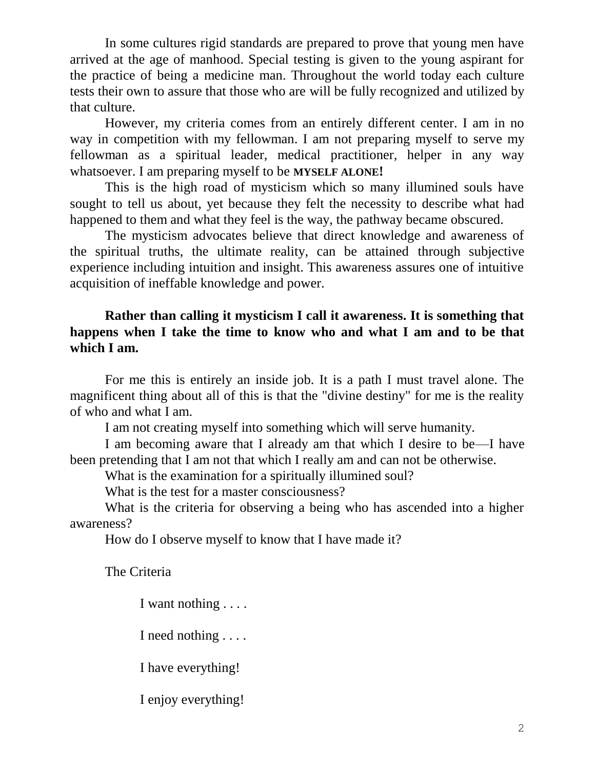In some cultures rigid standards are prepared to prove that young men have arrived at the age of manhood. Special testing is given to the young aspirant for the practice of being a medicine man. Throughout the world today each culture tests their own to assure that those who are will be fully recognized and utilized by that culture.

However, my criteria comes from an entirely different center. I am in no way in competition with my fellowman. I am not preparing myself to serve my fellowman as a spiritual leader, medical practitioner, helper in any way whatsoever. I am preparing myself to be **MYSELF ALONE!**

This is the high road of mysticism which so many illumined souls have sought to tell us about, yet because they felt the necessity to describe what had happened to them and what they feel is the way, the pathway became obscured.

The mysticism advocates believe that direct knowledge and awareness of the spiritual truths, the ultimate reality, can be attained through subjective experience including intuition and insight. This awareness assures one of intuitive acquisition of ineffable knowledge and power.

**Rather than calling it mysticism I call it awareness. It is something that happens when I take the time to know who and what I am and to be that which I am.**

For me this is entirely an inside job. It is a path I must travel alone. The magnificent thing about all of this is that the "divine destiny" for me is the reality of who and what I am.

I am not creating myself into something which will serve humanity.

I am becoming aware that I already am that which I desire to be—I have been pretending that I am not that which I really am and can not be otherwise.

What is the examination for a spiritually illumined soul?

What is the test for a master consciousness?

What is the criteria for observing a being who has ascended into a higher awareness?

How do I observe myself to know that I have made it?

The Criteria

I want nothing . . . .

I need nothing . . . .

I have everything!

I enjoy everything!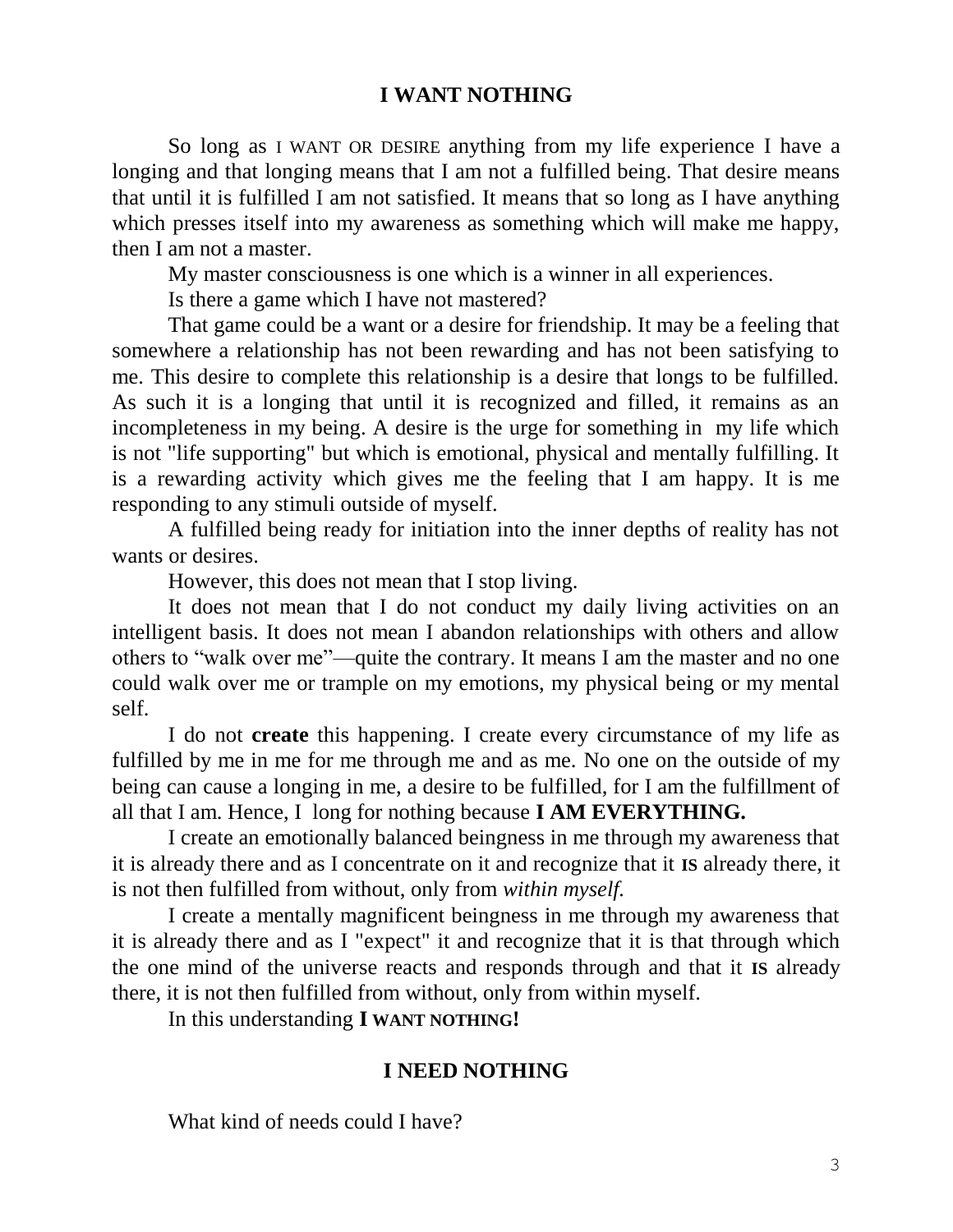## I WANT NOTHING

So long as I WANT OR DESIRE anything from my life experience I have a longing and that longing means that I am not a fulfilled being. That desire means that until it is fulfilled I am not satisfied. It means that so long as I have anything which presses itself into my awareness as something which will make me happy, then I am not a master.

My master consciousness is one which is a winner in all experiences.

Is there a game which I have not mastered?

That game could be a want or a desire for friendship. It may be a feeling that somewhere a relationship has not been rewarding and has not been satisfying to me. This desire to complete this relationship is a desire that longs to be fulfilled. As such it is a longing that until it is recognized and filled, it remains as an incompleteness in my being. A desire is the urge for something in my life which is not "life supporting" but which is emotional, physical and mentally fulfilling. It is a rewarding activity which gives me the feeling that I am happy. It is me responding to any stimuli outside of myself.

A fulfilled being ready for initiation into the inner depths of reality has not wants or desires.

However, this does not mean that I stop living.

It does not mean that I do not conduct my daily living activities on an intelligent basis. It does not mean I abandon relationships with others and allow others to "walk over me"—quite the contrary. It means I am the master and no one could walk over me or trample on my emotions, my physical being or my mental self.

I do not **create** this happening. I create every circumstance of my life as fulfilled by me in me for me through me and as me. No one on the outside of my being can cause a longing in me, a desire to be fulfilled, for I am the fulfillment of all that I am. Hence, I long for nothing because **I AM EVERYTHING.**

I create an emotionally balanced beingness in me through my awareness that it is already there and as I concentrate on it and recognize that it **IS** already there, it is not then fulfilled from without, only from *within myself.*

I create a mentally magnificent beingness in me through my awareness that it is already there and as I "expect" it and recognize that it is that through which the one mind of the universe reacts and responds through and that it **IS** already there, it is not then fulfilled from without, only from within myself.

In this understanding **I WANT NOTHING!**

## I NEED NOTHING

What kind of needs could I have?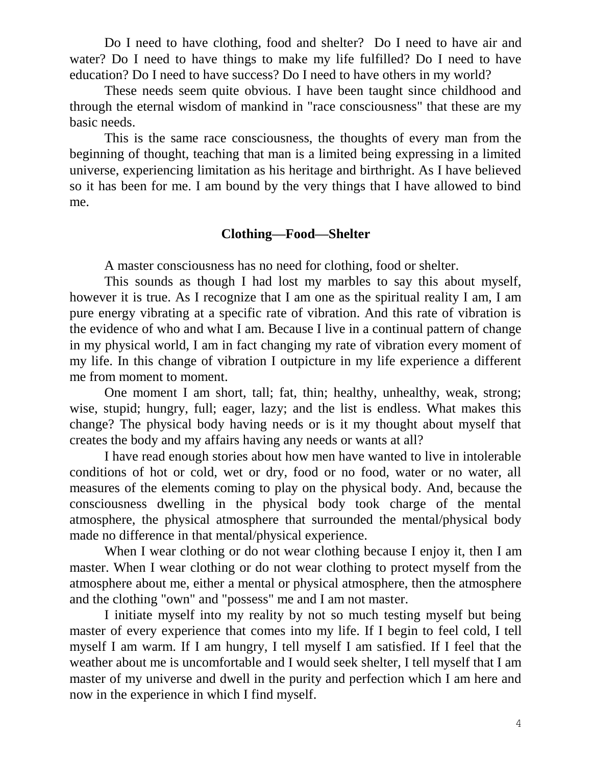Do I need to have clothing, food and shelter? Do I need to have air and water? Do I need to have things to make my life fulfilled? Do I need to have education? Do I need to have success? Do I need to have others in my world?

These needs seem quite obvious. I have been taught since childhood and through the eternal wisdom of mankind in "race consciousness" that these are my basic needs.

This is the same race consciousness, the thoughts of every man from the beginning of thought, teaching that man is a limited being expressing in a limited universe, experiencing limitation as his heritage and birthright. As I have believed so it has been for me. I am bound by the very things that I have allowed to bind me.

## Clothing—Food—Shelter

A master consciousness has no need for clothing, food or shelter.

This sounds as though I had lost my marbles to say this about myself, however it is true. As I recognize that I am one as the spiritual reality I am, I am pure energy vibrating at a specific rate of vibration. And this rate of vibration is the evidence of who and what I am. Because I live in a continual pattern of change in my physical world, I am in fact changing my rate of vibration every moment of my life. In this change of vibration I outpicture in my life experience a different me from moment to moment.

One moment I am short, tall; fat, thin; healthy, unhealthy, weak, strong; wise, stupid; hungry, full; eager, lazy; and the list is endless. What makes this change? The physical body having needs or is it my thought about myself that creates the body and my affairs having any needs or wants at all?

I have read enough stories about how men have wanted to live in intolerable conditions of hot or cold, wet or dry, food or no food, water or no water, all measures of the elements coming to play on the physical body. And, because the consciousness dwelling in the physical body took charge of the mental atmosphere, the physical atmosphere that surrounded the mental/physical body made no difference in that mental/physical experience.

When I wear clothing or do not wear clothing because I enjoy it, then I am master. When I wear clothing or do not wear clothing to protect myself from the atmosphere about me, either a mental or physical atmosphere, then the atmosphere and the clothing "own" and "possess" me and I am not master.

I initiate myself into my reality by not so much testing myself but being master of every experience that comes into my life. If I begin to feel cold, I tell myself I am warm. If I am hungry, I tell myself I am satisfied. If I feel that the weather about me is uncomfortable and I would seek shelter, I tell myself that I am master of my universe and dwell in the purity and perfection which I am here and now in the experience in which I find myself.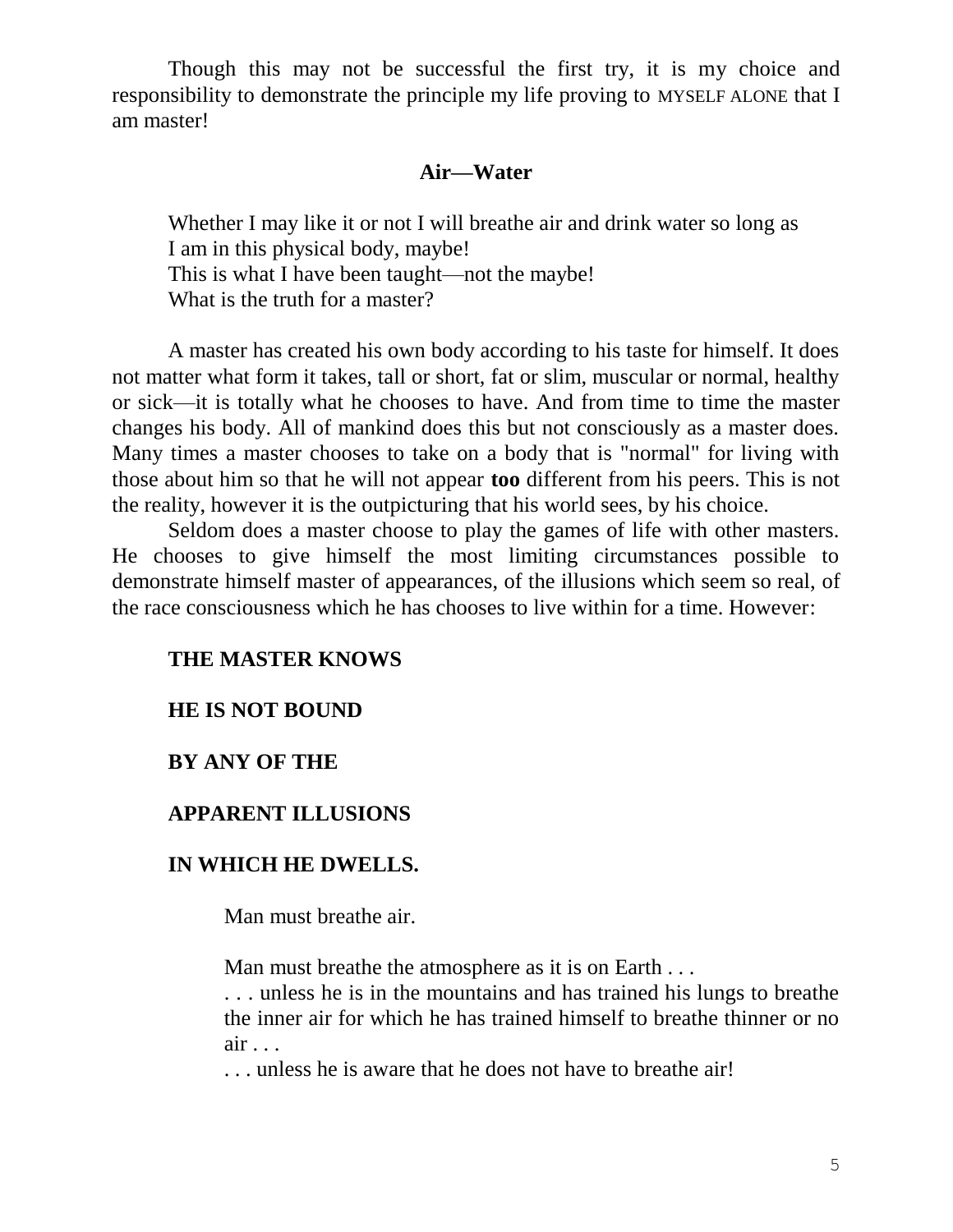Though this may not be successful the first try, it is my choice and responsibility to demonstrate the principle my life proving to MYSELF ALONE that I am master!

## Air—Water

Whether I may like it or not I will breathe air and drink water so long as
I am in this physical body, maybe!
This is what I have been taught—not the maybe!
What is the truth for a master?

A master has created his own body according to his taste for himself. It does not matter what form it takes, tall or short, fat or slim, muscular or normal, healthy or sick—it is totally what he chooses to have. And from time to time the master changes his body. All of mankind does this but not consciously as a master does. Many times a master chooses to take on a body that is "normal" for living with those about him so that he will not appear **too** different from his peers. This is not the reality, however it is the outpicturing that his world sees, by his choice.

Seldom does a master choose to play the games of life with other masters. He chooses to give himself the most limiting circumstances possible to demonstrate himself master of appearances, of the illusions which seem so real, of the race consciousness which he has chooses to live within for a time. However:

**THE MASTER KNOWS**

**HE IS NOT BOUND**

**BY ANY OF THE**

**APPARENT ILLUSIONS**

**IN WHICH HE DWELLS.**

Man must breathe air.

Man must breathe the atmosphere as it is on Earth . . .
. . . unless he is in the mountains and has trained his lungs to breathe the inner air for which he has trained himself to breathe thinner or no air . . .
. . . unless he is aware that he does not have to breathe air!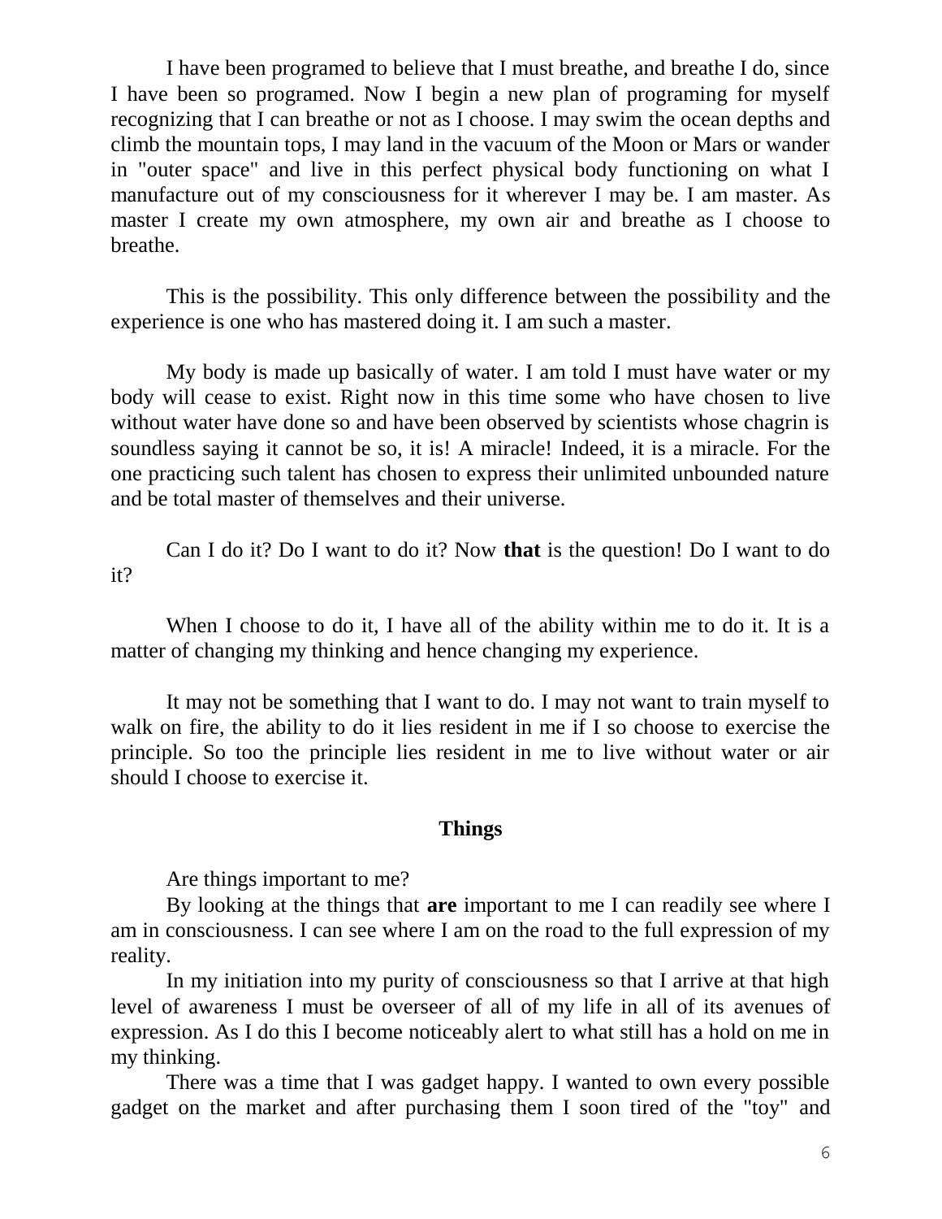I have been programed to believe that I must breathe, and breathe I do, since I have been so programed. Now I begin a new plan of programing for myself recognizing that I can breathe or not as I choose. I may swim the ocean depths and climb the mountain tops, I may land in the vacuum of the Moon or Mars or wander in "outer space" and live in this perfect physical body functioning on what I manufacture out of my consciousness for it wherever I may be. I am master. As master I create my own atmosphere, my own air and breathe as I choose to breathe.

This is the possibility. This only difference between the possibility and the experience is one who has mastered doing it. I am such a master.

My body is made up basically of water. I am told I must have water or my body will cease to exist. Right now in this time some who have chosen to live without water have done so and have been observed by scientists whose chagrin is soundless saying it cannot be so, it is! A miracle! Indeed, it is a miracle. For the one practicing such talent has chosen to express their unlimited unbounded nature and be total master of themselves and their universe.

Can I do it? Do I want to do it? Now **that** is the question! Do I want to do it?

When I choose to do it, I have all of the ability within me to do it. It is a matter of changing my thinking and hence changing my experience.

It may not be something that I want to do. I may not want to train myself to walk on fire, the ability to do it lies resident in me if I so choose to exercise the principle. So too the principle lies resident in me to live without water or air should I choose to exercise it.

## Things

Are things important to me?

By looking at the things that **are** important to me I can readily see where I am in consciousness. I can see where I am on the road to the full expression of my reality.

In my initiation into my purity of consciousness so that I arrive at that high level of awareness I must be overseer of all of my life in all of its avenues of expression. As I do this I become noticeably alert to what still has a hold on me in my thinking.

There was a time that I was gadget happy. I wanted to own every possible gadget on the market and after purchasing them I soon tired of the "toy" and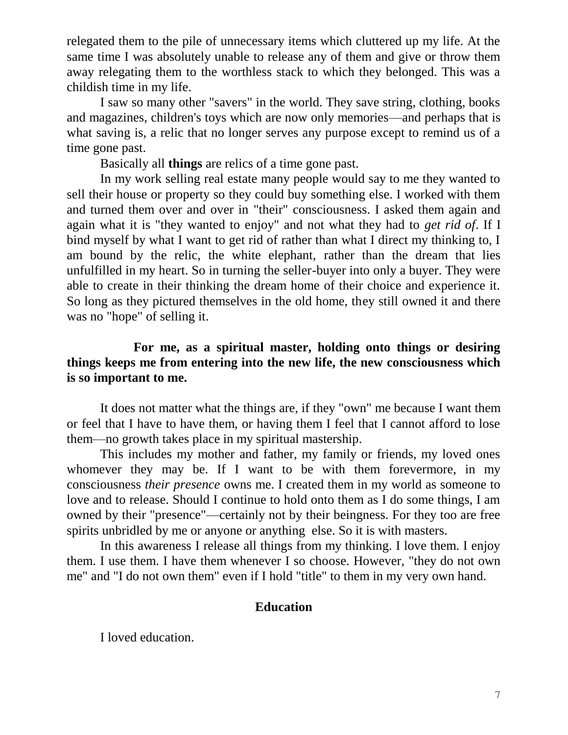relegated them to the pile of unnecessary items which cluttered up my life. At the same time I was absolutely unable to release any of them and give or throw them away relegating them to the worthless stack to which they belonged. This was a childish time in my life.

I saw so many other "savers" in the world. They save string, clothing, books and magazines, children's toys which are now only memories—and perhaps that is what saving is, a relic that no longer serves any purpose except to remind us of a time gone past.

Basically all **things** are relics of a time gone past.

In my work selling real estate many people would say to me they wanted to sell their house or property so they could buy something else. I worked with them and turned them over and over in "their" consciousness. I asked them again and again what it is "they wanted to enjoy" and not what they had to *get rid of*. If I bind myself by what I want to get rid of rather than what I direct my thinking to, I am bound by the relic, the white elephant, rather than the dream that lies unfulfilled in my heart. So in turning the seller-buyer into only a buyer. They were able to create in their thinking the dream home of their choice and experience it. So long as they pictured themselves in the old home, they still owned it and there was no "hope" of selling it.

**For me, as a spiritual master, holding onto things or desiring things keeps me from entering into the new life, the new consciousness which is so important to me.**

It does not matter what the things are, if they "own" me because I want them or feel that I have to have them, or having them I feel that I cannot afford to lose them—no growth takes place in my spiritual mastership.

This includes my mother and father, my family or friends, my loved ones whomever they may be. If I want to be with them forevermore, in my consciousness *their presence* owns me. I created them in my world as someone to love and to release. Should I continue to hold onto them as I do some things, I am owned by their "presence"—certainly not by their beingness. For they too are free spirits unbridled by me or anyone or anything else. So it is with masters.

In this awareness I release all things from my thinking. I love them. I enjoy them. I use them. I have them whenever I so choose. However, "they do not own me" and "I do not own them" even if I hold "title" to them in my very own hand.

## Education

I loved education.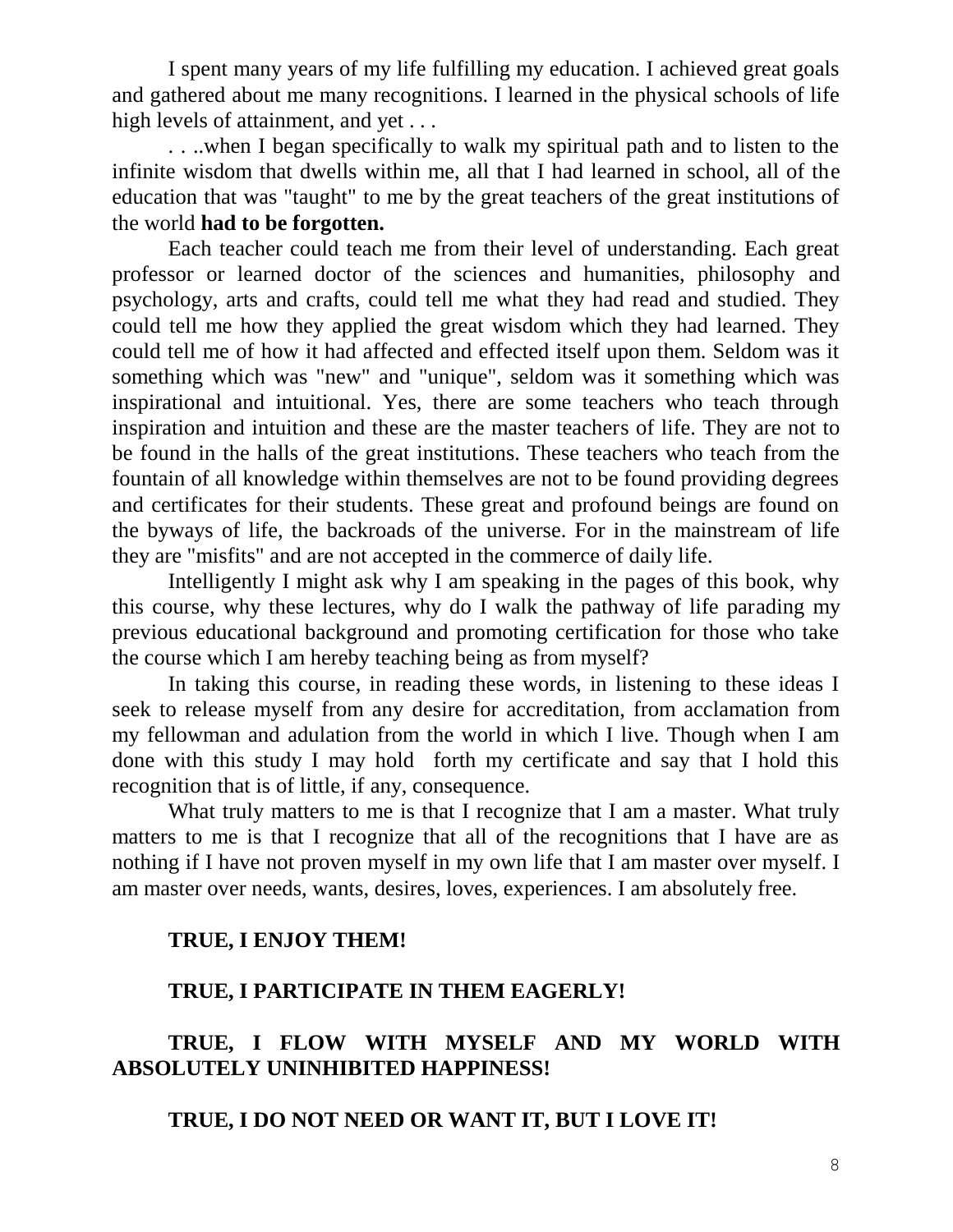I spent many years of my life fulfilling my education. I achieved great goals and gathered about me many recognitions. I learned in the physical schools of life high levels of attainment, and yet . . .

. . ..when I began specifically to walk my spiritual path and to listen to the infinite wisdom that dwells within me, all that I had learned in school, all of the education that was "taught" to me by the great teachers of the great institutions of the world **had to be forgotten.**

Each teacher could teach me from their level of understanding. Each great professor or learned doctor of the sciences and humanities, philosophy and psychology, arts and crafts, could tell me what they had read and studied. They could tell me how they applied the great wisdom which they had learned. They could tell me of how it had affected and effected itself upon them. Seldom was it something which was "new" and "unique", seldom was it something which was inspirational and intuitional. Yes, there are some teachers who teach through inspiration and intuition and these are the master teachers of life. They are not to be found in the halls of the great institutions. These teachers who teach from the fountain of all knowledge within themselves are not to be found providing degrees and certificates for their students. These great and profound beings are found on the byways of life, the backroads of the universe. For in the mainstream of life they are "misfits" and are not accepted in the commerce of daily life.

Intelligently I might ask why I am speaking in the pages of this book, why this course, why these lectures, why do I walk the pathway of life parading my previous educational background and promoting certification for those who take the course which I am hereby teaching being as from myself?

In taking this course, in reading these words, in listening to these ideas I seek to release myself from any desire for accreditation, from acclamation from my fellowman and adulation from the world in which I live. Though when I am done with this study I may hold forth my certificate and say that I hold this recognition that is of little, if any, consequence.

What truly matters to me is that I recognize that I am a master. What truly matters to me is that I recognize that all of the recognitions that I have are as nothing if I have not proven myself in my own life that I am master over myself. I am master over needs, wants, desires, loves, experiences. I am absolutely free.

**TRUE, I ENJOY THEM!**

**TRUE, I PARTICIPATE IN THEM EAGERLY!**

**TRUE, I FLOW WITH MYSELF AND MY WORLD WITH ABSOLUTELY UNINHIBITED HAPPINESS!**

**TRUE, I DO NOT NEED OR WANT IT, BUT I LOVE IT!**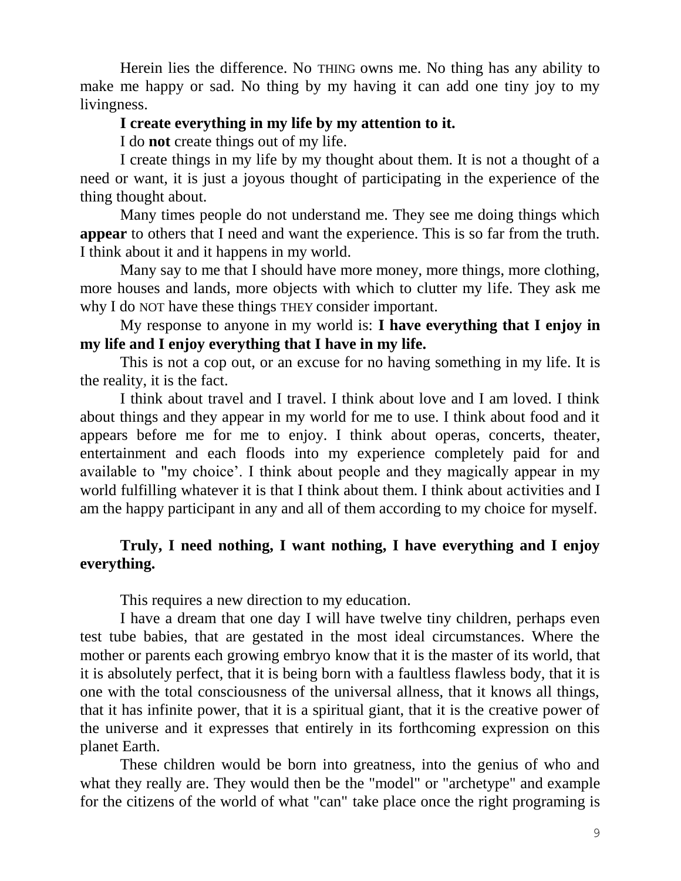Herein lies the difference. No THING owns me. No thing has any ability to make me happy or sad. No thing by my having it can add one tiny joy to my livingness.

**I create everything in my life by my attention to it.**

I do **not** create things out of my life.

I create things in my life by my thought about them. It is not a thought of a need or want, it is just a joyous thought of participating in the experience of the thing thought about.

Many times people do not understand me. They see me doing things which **appear** to others that I need and want the experience. This is so far from the truth. I think about it and it happens in my world.

Many say to me that I should have more money, more things, more clothing, more houses and lands, more objects with which to clutter my life. They ask me why I do NOT have these things THEY consider important.

My response to anyone in my world is: **I have everything that I enjoy in my life and I enjoy everything that I have in my life.**

This is not a cop out, or an excuse for no having something in my life. It is the reality, it is the fact.

I think about travel and I travel. I think about love and I am loved. I think about things and they appear in my world for me to use. I think about food and it appears before me for me to enjoy. I think about operas, concerts, theater, entertainment and each floods into my experience completely paid for and available to "my choice'. I think about people and they magically appear in my world fulfilling whatever it is that I think about them. I think about activities and I am the happy participant in any and all of them according to my choice for myself.

**Truly, I need nothing, I want nothing, I have everything and I enjoy everything.**

This requires a new direction to my education.

I have a dream that one day I will have twelve tiny children, perhaps even test tube babies, that are gestated in the most ideal circumstances. Where the mother or parents each growing embryo know that it is the master of its world, that it is absolutely perfect, that it is being born with a faultless flawless body, that it is one with the total consciousness of the universal allness, that it knows all things, that it has infinite power, that it is a spiritual giant, that it is the creative power of the universe and it expresses that entirely in its forthcoming expression on this planet Earth.

These children would be born into greatness, into the genius of who and what they really are. They would then be the "model" or "archetype" and example for the citizens of the world of what "can" take place once the right programing is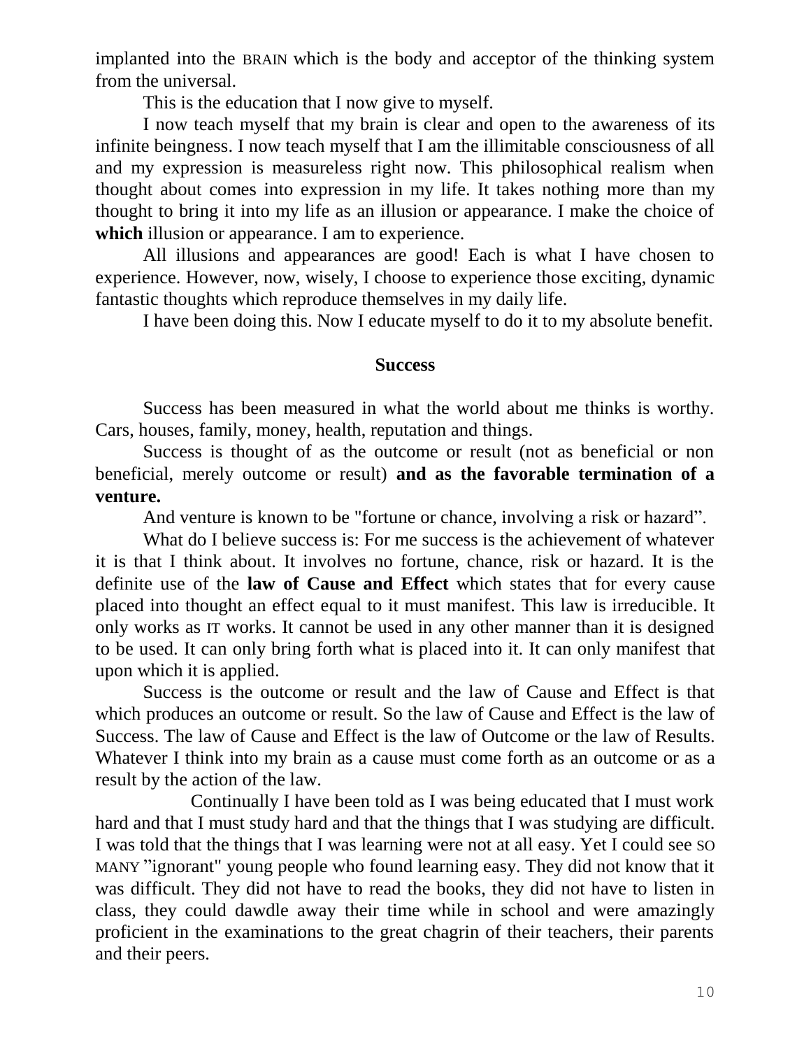implanted into the BRAIN which is the body and acceptor of the thinking system from the universal.

This is the education that I now give to myself.

I now teach myself that my brain is clear and open to the awareness of its infinite beingness. I now teach myself that I am the illimitable consciousness of all and my expression is measureless right now. This philosophical realism when thought about comes into expression in my life. It takes nothing more than my thought to bring it into my life as an illusion or appearance. I make the choice of **which** illusion or appearance. I am to experience.

All illusions and appearances are good! Each is what I have chosen to experience. However, now, wisely, I choose to experience those exciting, dynamic fantastic thoughts which reproduce themselves in my daily life.

I have been doing this. Now I educate myself to do it to my absolute benefit.

## Success

Success has been measured in what the world about me thinks is worthy. Cars, houses, family, money, health, reputation and things.

Success is thought of as the outcome or result (not as beneficial or non beneficial, merely outcome or result) **and as the favorable termination of a venture.**

And venture is known to be "fortune or chance, involving a risk or hazard".

What do I believe success is: For me success is the achievement of whatever it is that I think about. It involves no fortune, chance, risk or hazard. It is the definite use of the **law of Cause and Effect** which states that for every cause placed into thought an effect equal to it must manifest. This law is irreducible. It only works as IT works. It cannot be used in any other manner than it is designed to be used. It can only bring forth what is placed into it. It can only manifest that upon which it is applied.

Success is the outcome or result and the law of Cause and Effect is that which produces an outcome or result. So the law of Cause and Effect is the law of Success. The law of Cause and Effect is the law of Outcome or the law of Results. Whatever I think into my brain as a cause must come forth as an outcome or as a result by the action of the law.

Continually I have been told as I was being educated that I must work hard and that I must study hard and that the things that I was studying are difficult. I was told that the things that I was learning were not at all easy. Yet I could see SO MANY "ignorant" young people who found learning easy. They did not know that it was difficult. They did not have to read the books, they did not have to listen in class, they could dawdle away their time while in school and were amazingly proficient in the examinations to the great chagrin of their teachers, their parents and their peers.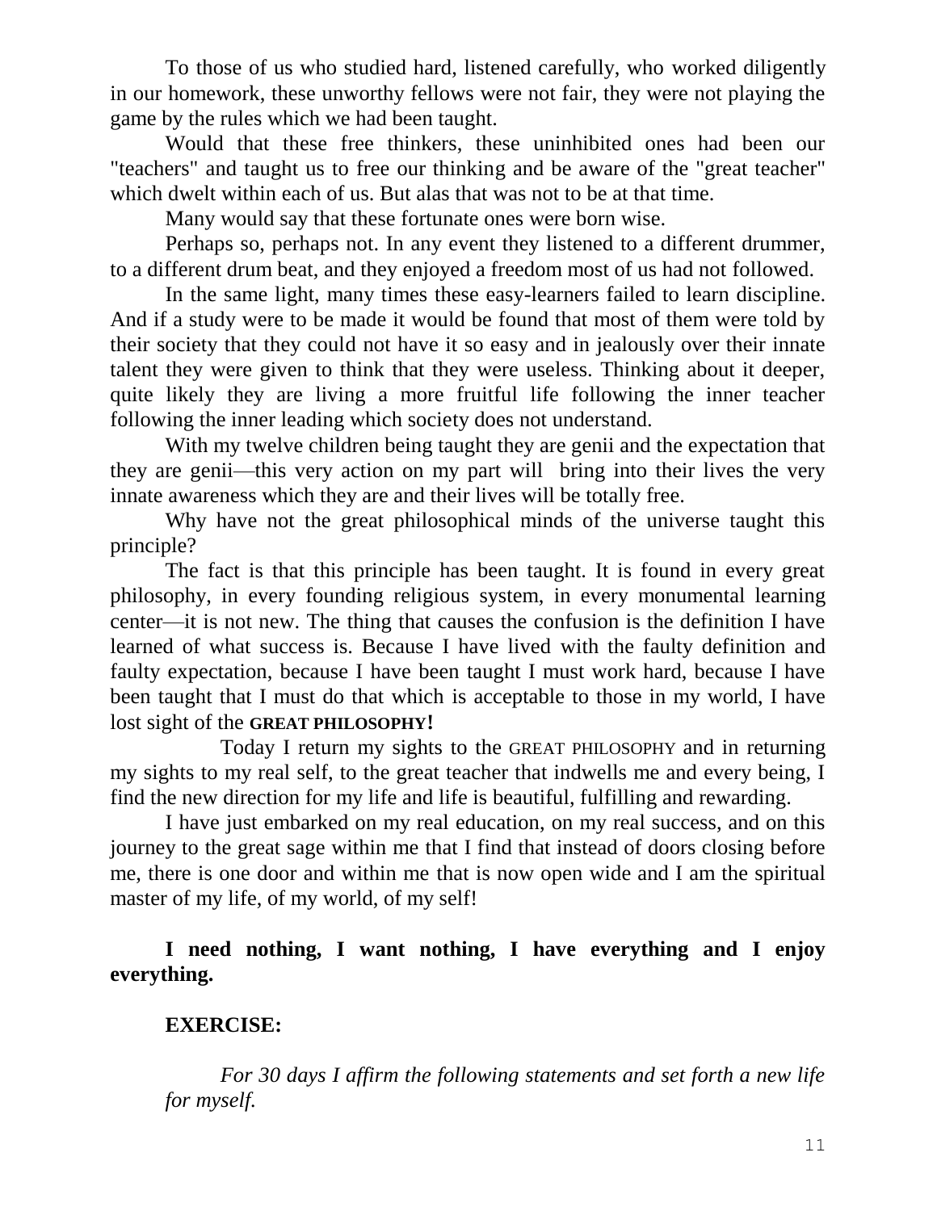To those of us who studied hard, listened carefully, who worked diligently in our homework, these unworthy fellows were not fair, they were not playing the game by the rules which we had been taught.

Would that these free thinkers, these uninhibited ones had been our "teachers" and taught us to free our thinking and be aware of the "great teacher" which dwelt within each of us. But alas that was not to be at that time.

Many would say that these fortunate ones were born wise.

Perhaps so, perhaps not. In any event they listened to a different drummer, to a different drum beat, and they enjoyed a freedom most of us had not followed.

In the same light, many times these easy-learners failed to learn discipline. And if a study were to be made it would be found that most of them were told by their society that they could not have it so easy and in jealously over their innate talent they were given to think that they were useless. Thinking about it deeper, quite likely they are living a more fruitful life following the inner teacher following the inner leading which society does not understand.

With my twelve children being taught they are genii and the expectation that they are genii—this very action on my part will bring into their lives the very innate awareness which they are and their lives will be totally free.

Why have not the great philosophical minds of the universe taught this principle?

The fact is that this principle has been taught. It is found in every great philosophy, in every founding religious system, in every monumental learning center—it is not new. The thing that causes the confusion is the definition I have learned of what success is. Because I have lived with the faulty definition and faulty expectation, because I have been taught I must work hard, because I have been taught that I must do that which is acceptable to those in my world, I have lost sight of the **GREAT PHILOSOPHY!**

Today I return my sights to the GREAT PHILOSOPHY and in returning my sights to my real self, to the great teacher that indwells me and every being, I find the new direction for my life and life is beautiful, fulfilling and rewarding.

I have just embarked on my real education, on my real success, and on this journey to the great sage within me that I find that instead of doors closing before me, there is one door and within me that is now open wide and I am the spiritual master of my life, of my world, of my self!

**I need nothing, I want nothing, I have everything and I enjoy everything.**

**EXERCISE:**

*For 30 days I affirm the following statements and set forth a new life for myself.*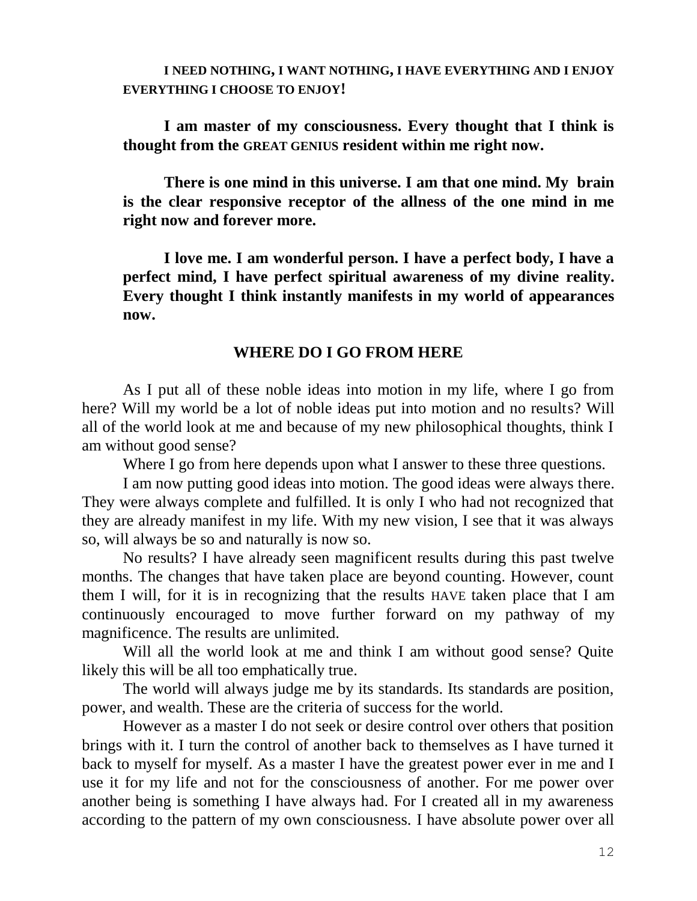**I NEED NOTHING, I WANT NOTHING, I HAVE EVERYTHING AND I ENJOY EVERYTHING I CHOOSE TO ENJOY!**

**I am master of my consciousness. Every thought that I think is thought from the GREAT GENIUS resident within me right now.**

**There is one mind in this universe. I am that one mind. My brain is the clear responsive receptor of the allness of the one mind in me right now and forever more.**

**I love me. I am wonderful person. I have a perfect body, I have a perfect mind, I have perfect spiritual awareness of my divine reality. Every thought I think instantly manifests in my world of appearances now.**

## WHERE DO I GO FROM HERE

As I put all of these noble ideas into motion in my life, where I go from here? Will my world be a lot of noble ideas put into motion and no results? Will all of the world look at me and because of my new philosophical thoughts, think I am without good sense?

Where I go from here depends upon what I answer to these three questions.

I am now putting good ideas into motion. The good ideas were always there. They were always complete and fulfilled. It is only I who had not recognized that they are already manifest in my life. With my new vision, I see that it was always so, will always be so and naturally is now so.

No results? I have already seen magnificent results during this past twelve months. The changes that have taken place are beyond counting. However, count them I will, for it is in recognizing that the results HAVE taken place that I am continuously encouraged to move further forward on my pathway of my magnificence. The results are unlimited.

Will all the world look at me and think I am without good sense? Quite likely this will be all too emphatically true.

The world will always judge me by its standards. Its standards are position, power, and wealth. These are the criteria of success for the world.

However as a master I do not seek or desire control over others that position brings with it. I turn the control of another back to themselves as I have turned it back to myself for myself. As a master I have the greatest power ever in me and I use it for my life and not for the consciousness of another. For me power over another being is something I have always had. For I created all in my awareness according to the pattern of my own consciousness. I have absolute power over all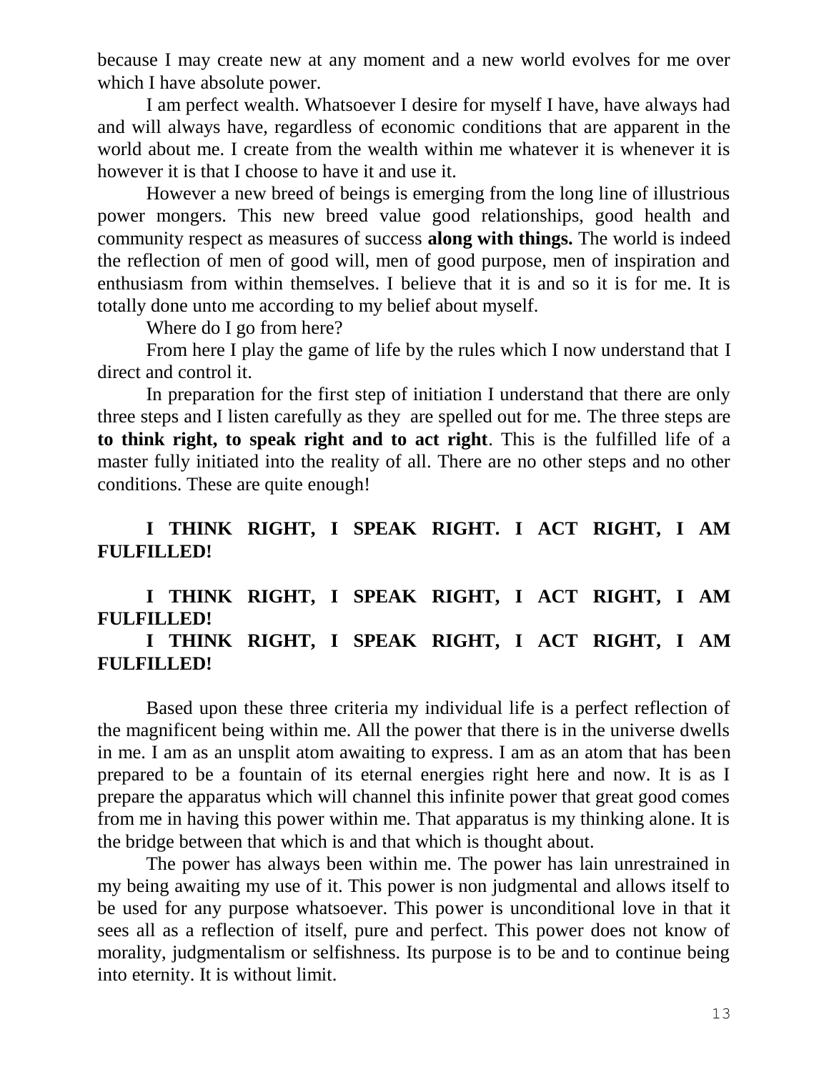because I may create new at any moment and a new world evolves for me over which I have absolute power.

I am perfect wealth. Whatsoever I desire for myself I have, have always had and will always have, regardless of economic conditions that are apparent in the world about me. I create from the wealth within me whatever it is whenever it is however it is that I choose to have it and use it.

However a new breed of beings is emerging from the long line of illustrious power mongers. This new breed value good relationships, good health and community respect as measures of success **along with things.** The world is indeed the reflection of men of good will, men of good purpose, men of inspiration and enthusiasm from within themselves. I believe that it is and so it is for me. It is totally done unto me according to my belief about myself.

Where do I go from here?

From here I play the game of life by the rules which I now understand that I direct and control it.

In preparation for the first step of initiation I understand that there are only three steps and I listen carefully as they are spelled out for me. The three steps are **to think right, to speak right and to act right**. This is the fulfilled life of a master fully initiated into the reality of all. There are no other steps and no other conditions. These are quite enough!

**I THINK RIGHT, I SPEAK RIGHT. I ACT RIGHT, I AM FULFILLED!**

**I THINK RIGHT, I SPEAK RIGHT, I ACT RIGHT, I AM FULFILLED!**

**I THINK RIGHT, I SPEAK RIGHT, I ACT RIGHT, I AM FULFILLED!**

Based upon these three criteria my individual life is a perfect reflection of the magnificent being within me. All the power that there is in the universe dwells in me. I am as an unsplit atom awaiting to express. I am as an atom that has been prepared to be a fountain of its eternal energies right here and now. It is as I prepare the apparatus which will channel this infinite power that great good comes from me in having this power within me. That apparatus is my thinking alone. It is the bridge between that which is and that which is thought about.

The power has always been within me. The power has lain unrestrained in my being awaiting my use of it. This power is non judgmental and allows itself to be used for any purpose whatsoever. This power is unconditional love in that it sees all as a reflection of itself, pure and perfect. This power does not know of morality, judgmentalism or selfishness. Its purpose is to be and to continue being into eternity. It is without limit.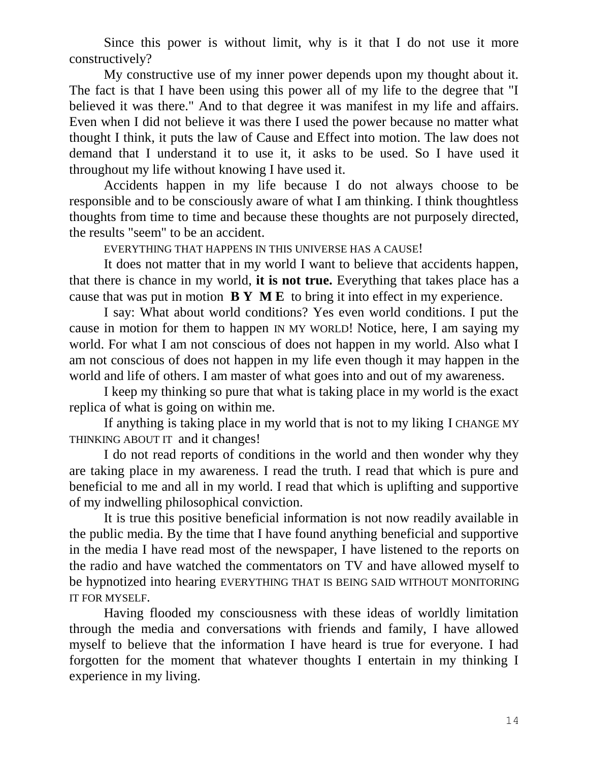Since this power is without limit, why is it that I do not use it more constructively?

My constructive use of my inner power depends upon my thought about it. The fact is that I have been using this power all of my life to the degree that "I believed it was there." And to that degree it was manifest in my life and affairs. Even when I did not believe it was there I used the power because no matter what thought I think, it puts the law of Cause and Effect into motion. The law does not demand that I understand it to use it, it asks to be used. So I have used it throughout my life without knowing I have used it.

Accidents happen in my life because I do not always choose to be responsible and to be consciously aware of what I am thinking. I think thoughtless thoughts from time to time and because these thoughts are not purposely directed, the results "seem" to be an accident.

EVERYTHING THAT HAPPENS IN THIS UNIVERSE HAS A CAUSE!

It does not matter that in my world I want to believe that accidents happen, that there is chance in my world, **it is not true.** Everything that takes place has a cause that was put in motion **B Y M E** to bring it into effect in my experience.

I say: What about world conditions? Yes even world conditions. I put the cause in motion for them to happen IN MY WORLD! Notice, here, I am saying my world. For what I am not conscious of does not happen in my world. Also what I am not conscious of does not happen in my life even though it may happen in the world and life of others. I am master of what goes into and out of my awareness.

I keep my thinking so pure that what is taking place in my world is the exact replica of what is going on within me.

If anything is taking place in my world that is not to my liking I CHANGE MY THINKING ABOUT IT and it changes!

I do not read reports of conditions in the world and then wonder why they are taking place in my awareness. I read the truth. I read that which is pure and beneficial to me and all in my world. I read that which is uplifting and supportive of my indwelling philosophical conviction.

It is true this positive beneficial information is not now readily available in the public media. By the time that I have found anything beneficial and supportive in the media I have read most of the newspaper, I have listened to the reports on the radio and have watched the commentators on TV and have allowed myself to be hypnotized into hearing EVERYTHING THAT IS BEING SAID WITHOUT MONITORING IT FOR MYSELF.

Having flooded my consciousness with these ideas of worldly limitation through the media and conversations with friends and family, I have allowed myself to believe that the information I have heard is true for everyone. I had forgotten for the moment that whatever thoughts I entertain in my thinking I experience in my living.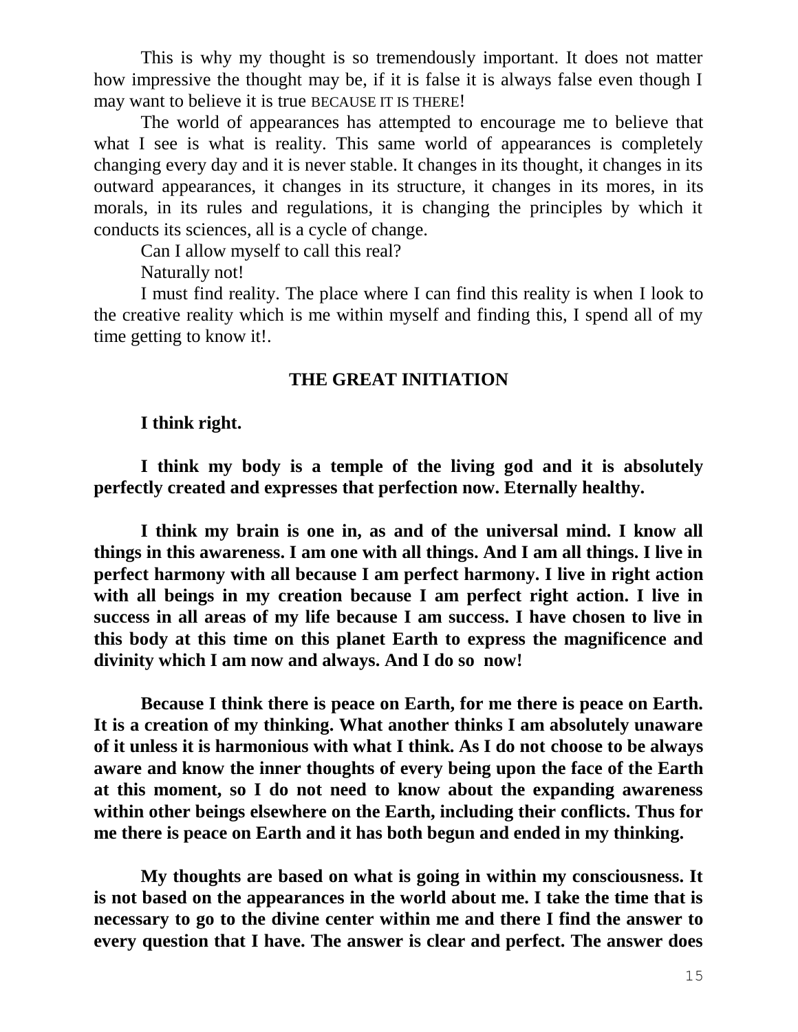This is why my thought is so tremendously important. It does not matter how impressive the thought may be, if it is false it is always false even though I may want to believe it is true BECAUSE IT IS THERE!

The world of appearances has attempted to encourage me to believe that what I see is what is reality. This same world of appearances is completely changing every day and it is never stable. It changes in its thought, it changes in its outward appearances, it changes in its structure, it changes in its mores, in its morals, in its rules and regulations, it is changing the principles by which it conducts its sciences, all is a cycle of change.

Can I allow myself to call this real?

Naturally not!

I must find reality. The place where I can find this reality is when I look to the creative reality which is me within myself and finding this, I spend all of my time getting to know it!.

## THE GREAT INITIATION

**I think right.**

**I think my body is a temple of the living god and it is absolutely perfectly created and expresses that perfection now. Eternally healthy.**

**I think my brain is one in, as and of the universal mind. I know all things in this awareness. I am one with all things. And I am all things. I live in perfect harmony with all because I am perfect harmony. I live in right action with all beings in my creation because I am perfect right action. I live in success in all areas of my life because I am success. I have chosen to live in this body at this time on this planet Earth to express the magnificence and divinity which I am now and always. And I do so now!**

**Because I think there is peace on Earth, for me there is peace on Earth. It is a creation of my thinking. What another thinks I am absolutely unaware of it unless it is harmonious with what I think. As I do not choose to be always aware and know the inner thoughts of every being upon the face of the Earth at this moment, so I do not need to know about the expanding awareness within other beings elsewhere on the Earth, including their conflicts. Thus for me there is peace on Earth and it has both begun and ended in my thinking.**

**My thoughts are based on what is going in within my consciousness. It is not based on the appearances in the world about me. I take the time that is necessary to go to the divine center within me and there I find the answer to every question that I have. The answer is clear and perfect. The answer does**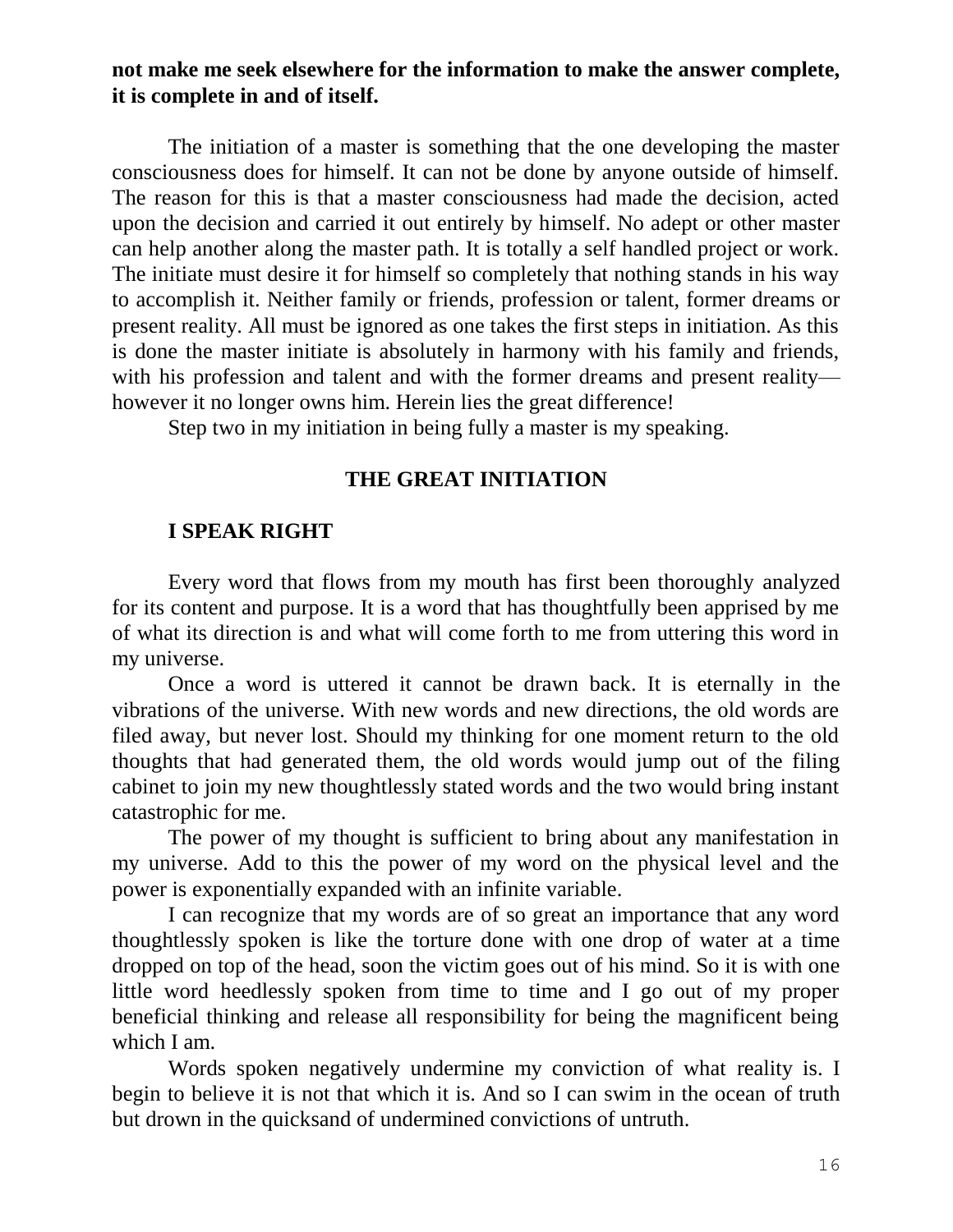**not make me seek elsewhere for the information to make the answer complete, it is complete in and of itself.**

The initiation of a master is something that the one developing the master consciousness does for himself. It can not be done by anyone outside of himself. The reason for this is that a master consciousness had made the decision, acted upon the decision and carried it out entirely by himself. No adept or other master can help another along the master path. It is totally a self handled project or work. The initiate must desire it for himself so completely that nothing stands in his way to accomplish it. Neither family or friends, profession or talent, former dreams or present reality. All must be ignored as one takes the first steps in initiation. As this is done the master initiate is absolutely in harmony with his family and friends, with his profession and talent and with the former dreams and present reality—however it no longer owns him. Herein lies the great difference!

Step two in my initiation in being fully a master is my speaking.

## THE GREAT INITIATION

### I SPEAK RIGHT

Every word that flows from my mouth has first been thoroughly analyzed for its content and purpose. It is a word that has thoughtfully been apprised by me of what its direction is and what will come forth to me from uttering this word in my universe.

Once a word is uttered it cannot be drawn back. It is eternally in the vibrations of the universe. With new words and new directions, the old words are filed away, but never lost. Should my thinking for one moment return to the old thoughts that had generated them, the old words would jump out of the filing cabinet to join my new thoughtlessly stated words and the two would bring instant catastrophic for me.

The power of my thought is sufficient to bring about any manifestation in my universe. Add to this the power of my word on the physical level and the power is exponentially expanded with an infinite variable.

I can recognize that my words are of so great an importance that any word thoughtlessly spoken is like the torture done with one drop of water at a time dropped on top of the head, soon the victim goes out of his mind. So it is with one little word heedlessly spoken from time to time and I go out of my proper beneficial thinking and release all responsibility for being the magnificent being which I am.

Words spoken negatively undermine my conviction of what reality is. I begin to believe it is not that which it is. And so I can swim in the ocean of truth but drown in the quicksand of undermined convictions of untruth.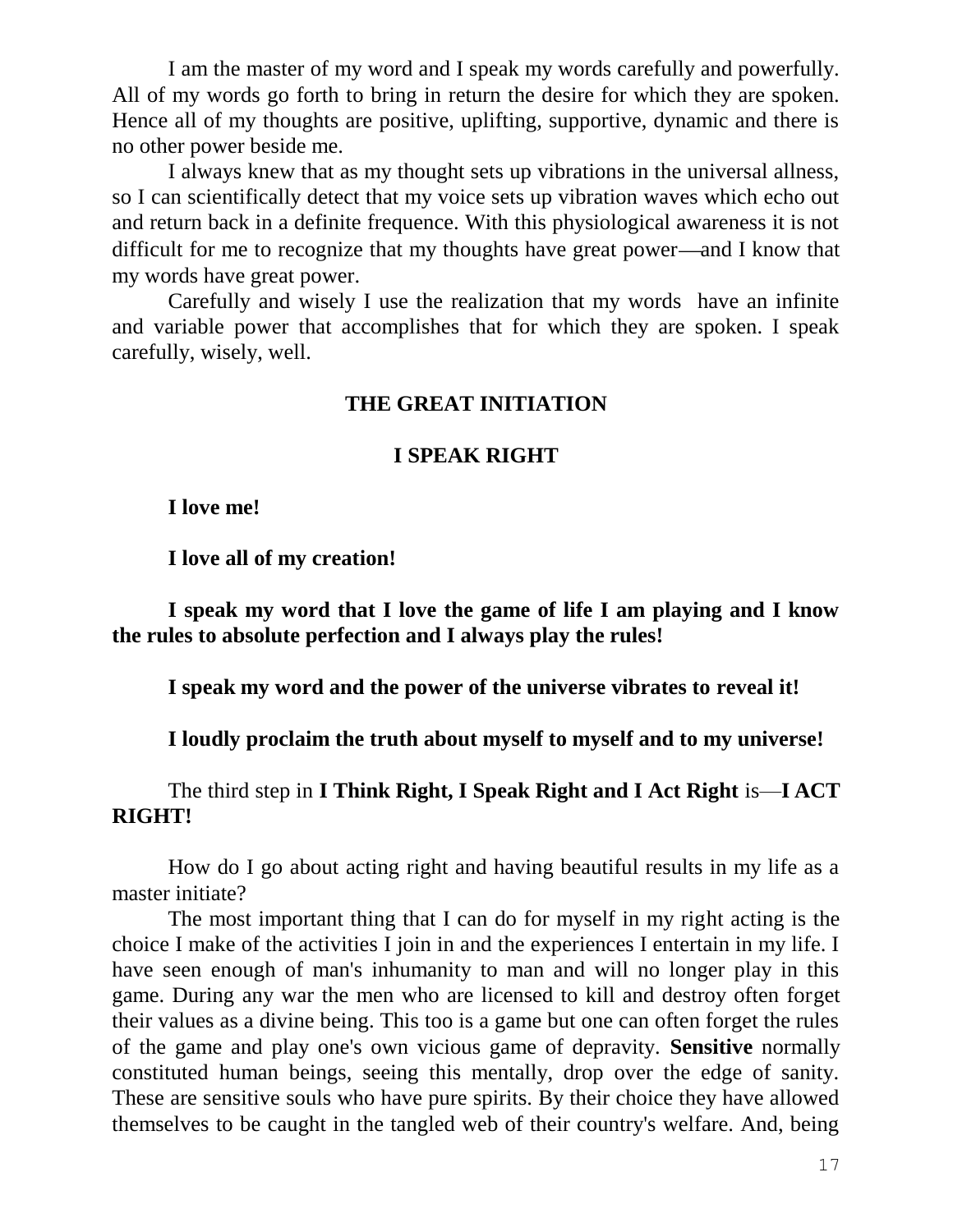I am the master of my word and I speak my words carefully and powerfully. All of my words go forth to bring in return the desire for which they are spoken. Hence all of my thoughts are positive, uplifting, supportive, dynamic and there is no other power beside me.

I always knew that as my thought sets up vibrations in the universal allness, so I can scientifically detect that my voice sets up vibration waves which echo out and return back in a definite frequence. With this physiological awareness it is not difficult for me to recognize that my thoughts have great power—and I know that my words have great power.

Carefully and wisely I use the realization that my words have an infinite and variable power that accomplishes that for which they are spoken. I speak carefully, wisely, well.

## THE GREAT INITIATION

## I SPEAK RIGHT

**I love me!**

**I love all of my creation!**

**I speak my word that I love the game of life I am playing and I know the rules to absolute perfection and I always play the rules!**

**I speak my word and the power of the universe vibrates to reveal it!**

**I loudly proclaim the truth about myself to myself and to my universe!**

The third step in **I Think Right, I Speak Right and I Act Right** is—**I ACT RIGHT!**

How do I go about acting right and having beautiful results in my life as a master initiate?

The most important thing that I can do for myself in my right acting is the choice I make of the activities I join in and the experiences I entertain in my life. I have seen enough of man's inhumanity to man and will no longer play in this game. During any war the men who are licensed to kill and destroy often forget their values as a divine being. This too is a game but one can often forget the rules of the game and play one's own vicious game of depravity. **Sensitive** normally constituted human beings, seeing this mentally, drop over the edge of sanity. These are sensitive souls who have pure spirits. By their choice they have allowed themselves to be caught in the tangled web of their country's welfare. And, being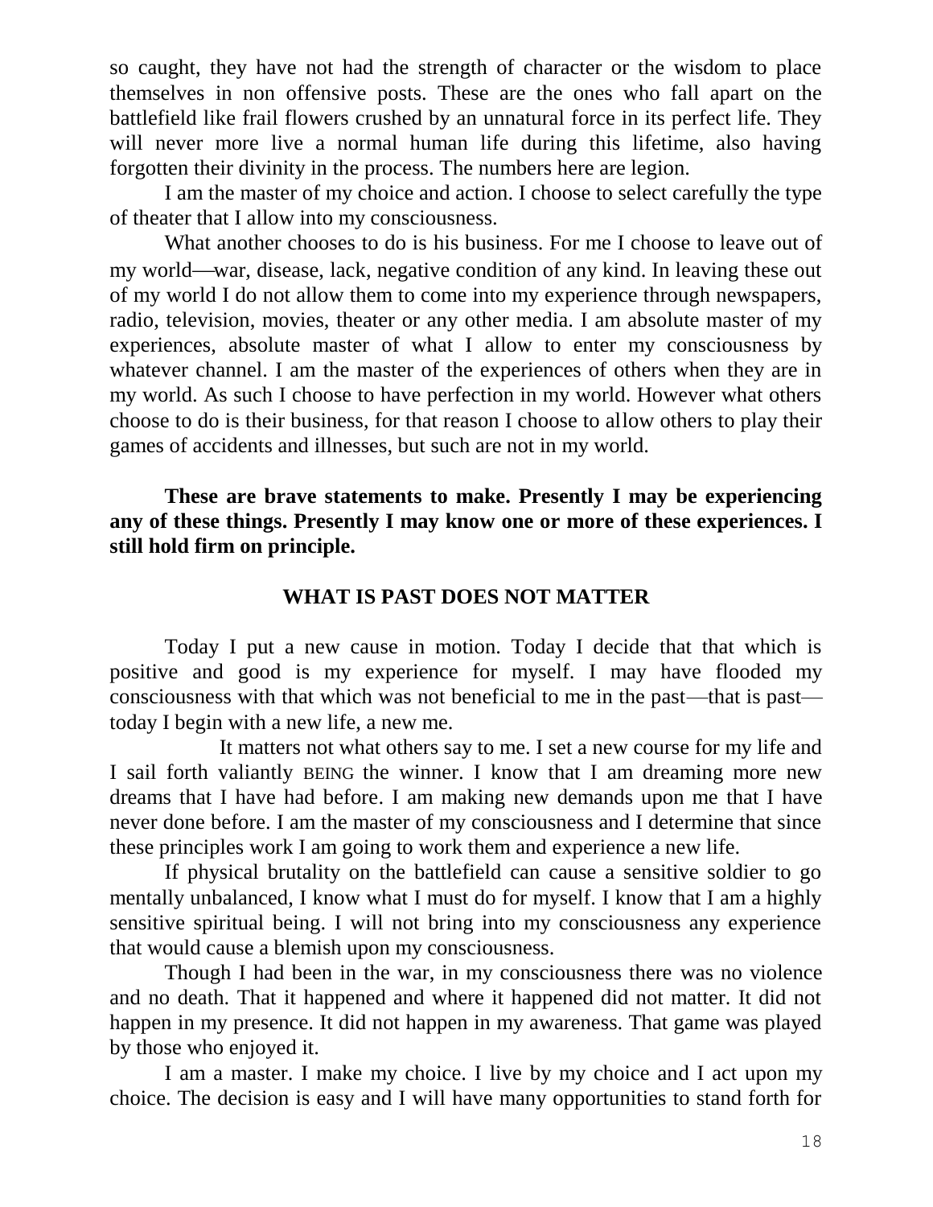so caught, they have not had the strength of character or the wisdom to place themselves in non offensive posts. These are the ones who fall apart on the battlefield like frail flowers crushed by an unnatural force in its perfect life. They will never more live a normal human life during this lifetime, also having forgotten their divinity in the process. The numbers here are legion.

I am the master of my choice and action. I choose to select carefully the type of theater that I allow into my consciousness.

What another chooses to do is his business. For me I choose to leave out of my world—war, disease, lack, negative condition of any kind. In leaving these out of my world I do not allow them to come into my experience through newspapers, radio, television, movies, theater or any other media. I am absolute master of my experiences, absolute master of what I allow to enter my consciousness by whatever channel. I am the master of the experiences of others when they are in my world. As such I choose to have perfection in my world. However what others choose to do is their business, for that reason I choose to allow others to play their games of accidents and illnesses, but such are not in my world.

**These are brave statements to make. Presently I may be experiencing any of these things. Presently I may know one or more of these experiences. I still hold firm on principle.**

## WHAT IS PAST DOES NOT MATTER

Today I put a new cause in motion. Today I decide that that which is positive and good is my experience for myself. I may have flooded my consciousness with that which was not beneficial to me in the past—that is past—today I begin with a new life, a new me.

It matters not what others say to me. I set a new course for my life and I sail forth valiantly BEING the winner. I know that I am dreaming more new dreams that I have had before. I am making new demands upon me that I have never done before. I am the master of my consciousness and I determine that since these principles work I am going to work them and experience a new life.

If physical brutality on the battlefield can cause a sensitive soldier to go mentally unbalanced, I know what I must do for myself. I know that I am a highly sensitive spiritual being. I will not bring into my consciousness any experience that would cause a blemish upon my consciousness.

Though I had been in the war, in my consciousness there was no violence and no death. That it happened and where it happened did not matter. It did not happen in my presence. It did not happen in my awareness. That game was played by those who enjoyed it.

I am a master. I make my choice. I live by my choice and I act upon my choice. The decision is easy and I will have many opportunities to stand forth for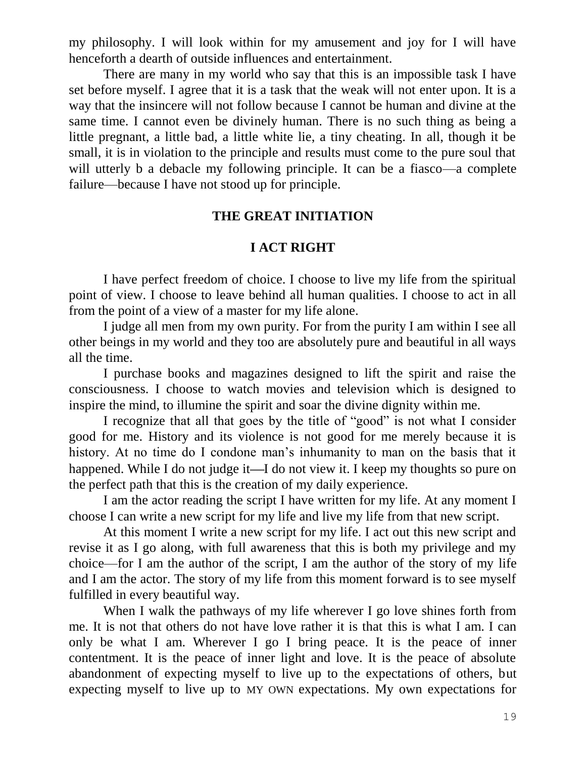my philosophy. I will look within for my amusement and joy for I will have henceforth a dearth of outside influences and entertainment.

There are many in my world who say that this is an impossible task I have set before myself. I agree that it is a task that the weak will not enter upon. It is a way that the insincere will not follow because I cannot be human and divine at the same time. I cannot even be divinely human. There is no such thing as being a little pregnant, a little bad, a little white lie, a tiny cheating. In all, though it be small, it is in violation to the principle and results must come to the pure soul that will utterly b a debacle my following principle. It can be a fiasco—a complete failure—because I have not stood up for principle.

## THE GREAT INITIATION

## I ACT RIGHT

I have perfect freedom of choice. I choose to live my life from the spiritual point of view. I choose to leave behind all human qualities. I choose to act in all from the point of a view of a master for my life alone.

I judge all men from my own purity. For from the purity I am within I see all other beings in my world and they too are absolutely pure and beautiful in all ways all the time.

I purchase books and magazines designed to lift the spirit and raise the consciousness. I choose to watch movies and television which is designed to inspire the mind, to illumine the spirit and soar the divine dignity within me.

I recognize that all that goes by the title of "good" is not what I consider good for me. History and its violence is not good for me merely because it is history. At no time do I condone man's inhumanity to man on the basis that it happened. While I do not judge it—I do not view it. I keep my thoughts so pure on the perfect path that this is the creation of my daily experience.

I am the actor reading the script I have written for my life. At any moment I choose I can write a new script for my life and live my life from that new script.

At this moment I write a new script for my life. I act out this new script and revise it as I go along, with full awareness that this is both my privilege and my choice—for I am the author of the script, I am the author of the story of my life and I am the actor. The story of my life from this moment forward is to see myself fulfilled in every beautiful way.

When I walk the pathways of my life wherever I go love shines forth from me. It is not that others do not have love rather it is that this is what I am. I can only be what I am. Wherever I go I bring peace. It is the peace of inner contentment. It is the peace of inner light and love. It is the peace of absolute abandonment of expecting myself to live up to the expectations of others, but expecting myself to live up to MY OWN expectations. My own expectations for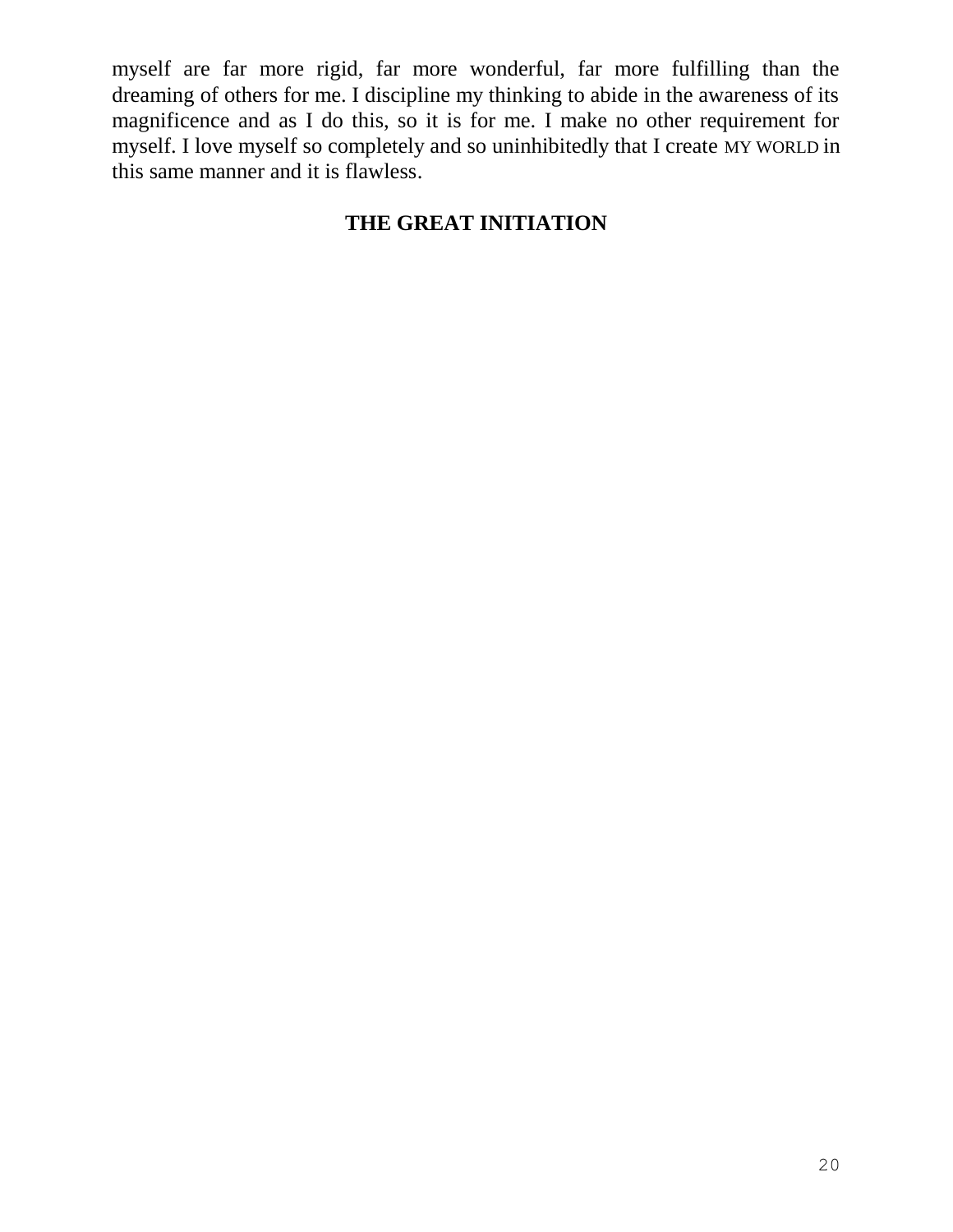myself are far more rigid, far more wonderful, far more fulfilling than the dreaming of others for me. I discipline my thinking to abide in the awareness of its magnificence and as I do this, so it is for me. I make no other requirement for myself. I love myself so completely and so uninhibitedly that I create MY WORLD in this same manner and it is flawless.

**THE GREAT INITIATION**